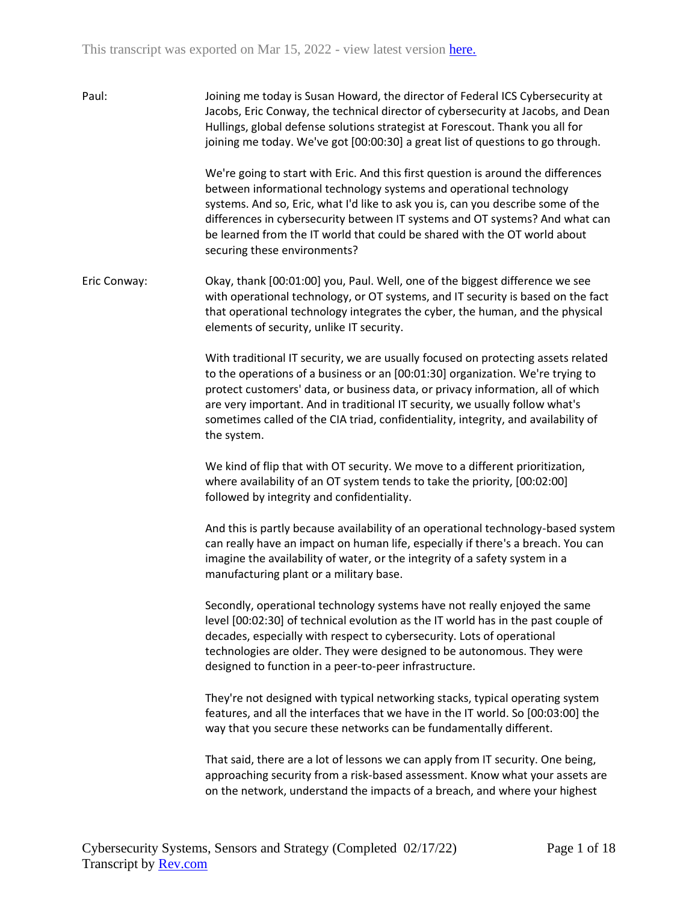This transcript was exported on Mar 15, 2022 - view latest version [here.](#)

**Paul:** Joining me today is Susan Howard, the director of Federal ICS Cybersecurity at Jacobs, Eric Conway, the technical director of cybersecurity at Jacobs, and Dean Hullings, global defense solutions strategist at Forescout. Thank you all for joining me today. We've got [00:00:30] a great list of questions to go through.

We're going to start with Eric. And this first question is around the differences between informational technology systems and operational technology systems. And so, Eric, what I'd like to ask you is, can you describe some of the differences in cybersecurity between IT systems and OT systems? And what can be learned from the IT world that could be shared with the OT world about securing these environments?

**Eric Conway:** Okay, thank [00:01:00] you, Paul. Well, one of the biggest difference we see with operational technology, or OT systems, and IT security is based on the fact that operational technology integrates the cyber, the human, and the physical elements of security, unlike IT security.

With traditional IT security, we are usually focused on protecting assets related to the operations of a business or an [00:01:30] organization. We're trying to protect customers' data, or business data, or privacy information, all of which are very important. And in traditional IT security, we usually follow what's sometimes called of the CIA triad, confidentiality, integrity, and availability of the system.

We kind of flip that with OT security. We move to a different prioritization, where availability of an OT system tends to take the priority, [00:02:00] followed by integrity and confidentiality.

And this is partly because availability of an operational technology-based system can really have an impact on human life, especially if there's a breach. You can imagine the availability of water, or the integrity of a safety system in a manufacturing plant or a military base.

Secondly, operational technology systems have not really enjoyed the same level [00:02:30] of technical evolution as the IT world has in the past couple of decades, especially with respect to cybersecurity. Lots of operational technologies are older. They were designed to be autonomous. They were designed to function in a peer-to-peer infrastructure.

They're not designed with typical networking stacks, typical operating system features, and all the interfaces that we have in the IT world. So [00:03:00] the way that you secure these networks can be fundamentally different.

That said, there are a lot of lessons we can apply from IT security. One being, approaching security from a risk-based assessment. Know what your assets are on the network, understand the impacts of a breach, and where your highest

Cybersecurity Systems, Sensors and Strategy (Completed 02/17/22)
Transcript by [Rev.com](#)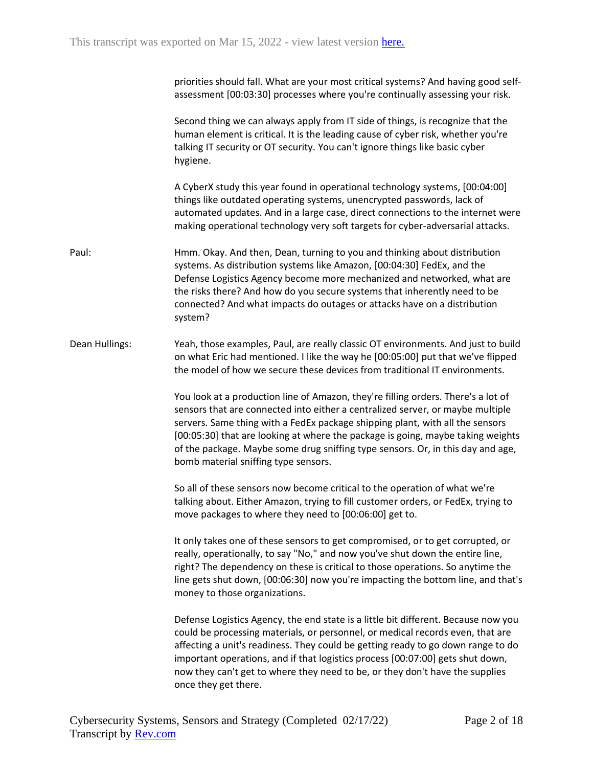priorities should fall. What are your most critical systems? And having good self-assessment [00:03:30] processes where you're continually assessing your risk.

Second thing we can always apply from IT side of things, is recognize that the human element is critical. It is the leading cause of cyber risk, whether you're talking IT security or OT security. You can't ignore things like basic cyber hygiene.

A CyberX study this year found in operational technology systems, [00:04:00] things like outdated operating systems, unencrypted passwords, lack of automated updates. And in a large case, direct connections to the internet were making operational technology very soft targets for cyber-adversarial attacks.

Paul: Hmm. Okay. And then, Dean, turning to you and thinking about distribution systems. As distribution systems like Amazon, [00:04:30] FedEx, and the Defense Logistics Agency become more mechanized and networked, what are the risks there? And how do you secure systems that inherently need to be connected? And what impacts do outages or attacks have on a distribution system?

Dean Hullings: Yeah, those examples, Paul, are really classic OT environments. And just to build on what Eric had mentioned. I like the way he [00:05:00] put that we've flipped the model of how we secure these devices from traditional IT environments.

You look at a production line of Amazon, they're filling orders. There's a lot of sensors that are connected into either a centralized server, or maybe multiple servers. Same thing with a FedEx package shipping plant, with all the sensors [00:05:30] that are looking at where the package is going, maybe taking weights of the package. Maybe some drug sniffing type sensors. Or, in this day and age, bomb material sniffing type sensors.

So all of these sensors now become critical to the operation of what we're talking about. Either Amazon, trying to fill customer orders, or FedEx, trying to move packages to where they need to [00:06:00] get to.

It only takes one of these sensors to get compromised, or to get corrupted, or really, operationally, to say "No," and now you've shut down the entire line, right? The dependency on these is critical to those operations. So anytime the line gets shut down, [00:06:30] now you're impacting the bottom line, and that's money to those organizations.

Defense Logistics Agency, the end state is a little bit different. Because now you could be processing materials, or personnel, or medical records even, that are affecting a unit's readiness. They could be getting ready to go down range to do important operations, and if that logistics process [00:07:00] gets shut down, now they can't get to where they need to be, or they don't have the supplies once they get there.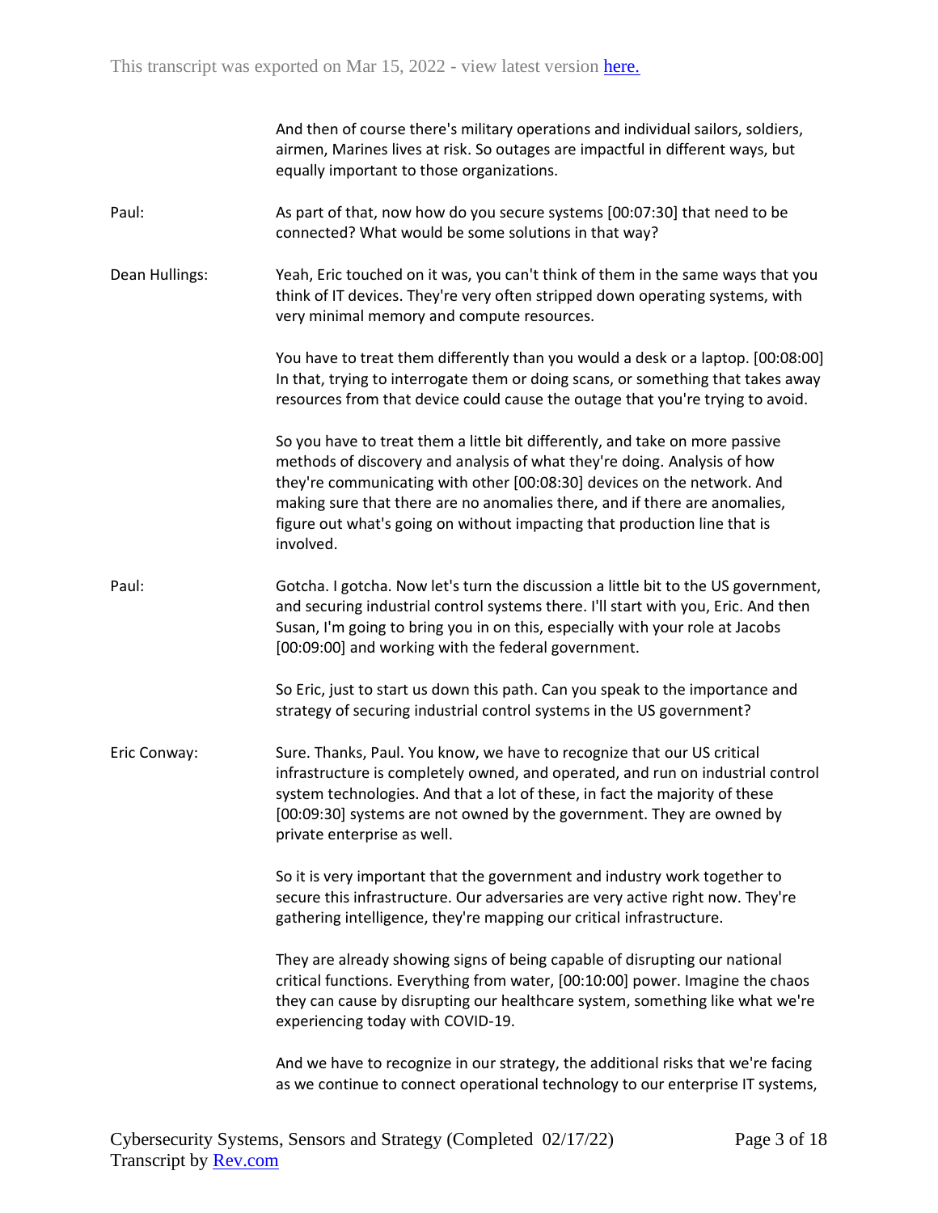And then of course there's military operations and individual sailors, soldiers, airmen, Marines lives at risk. So outages are impactful in different ways, but equally important to those organizations.

Paul: As part of that, now how do you secure systems [00:07:30] that need to be connected? What would be some solutions in that way?

Dean Hullings: Yeah, Eric touched on it was, you can't think of them in the same ways that you think of IT devices. They're very often stripped down operating systems, with very minimal memory and compute resources.

You have to treat them differently than you would a desk or a laptop. [00:08:00] In that, trying to interrogate them or doing scans, or something that takes away resources from that device could cause the outage that you're trying to avoid.

So you have to treat them a little bit differently, and take on more passive methods of discovery and analysis of what they're doing. Analysis of how they're communicating with other [00:08:30] devices on the network. And making sure that there are no anomalies there, and if there are anomalies, figure out what's going on without impacting that production line that is involved.

Paul: Gotcha. I gotcha. Now let's turn the discussion a little bit to the US government, and securing industrial control systems there. I'll start with you, Eric. And then Susan, I'm going to bring you in on this, especially with your role at Jacobs [00:09:00] and working with the federal government.

So Eric, just to start us down this path. Can you speak to the importance and strategy of securing industrial control systems in the US government?

Eric Conway: Sure. Thanks, Paul. You know, we have to recognize that our US critical infrastructure is completely owned, and operated, and run on industrial control system technologies. And that a lot of these, in fact the majority of these [00:09:30] systems are not owned by the government. They are owned by private enterprise as well.

So it is very important that the government and industry work together to secure this infrastructure. Our adversaries are very active right now. They're gathering intelligence, they're mapping our critical infrastructure.

They are already showing signs of being capable of disrupting our national critical functions. Everything from water, [00:10:00] power. Imagine the chaos they can cause by disrupting our healthcare system, something like what we're experiencing today with COVID-19.

And we have to recognize in our strategy, the additional risks that we're facing as we continue to connect operational technology to our enterprise IT systems,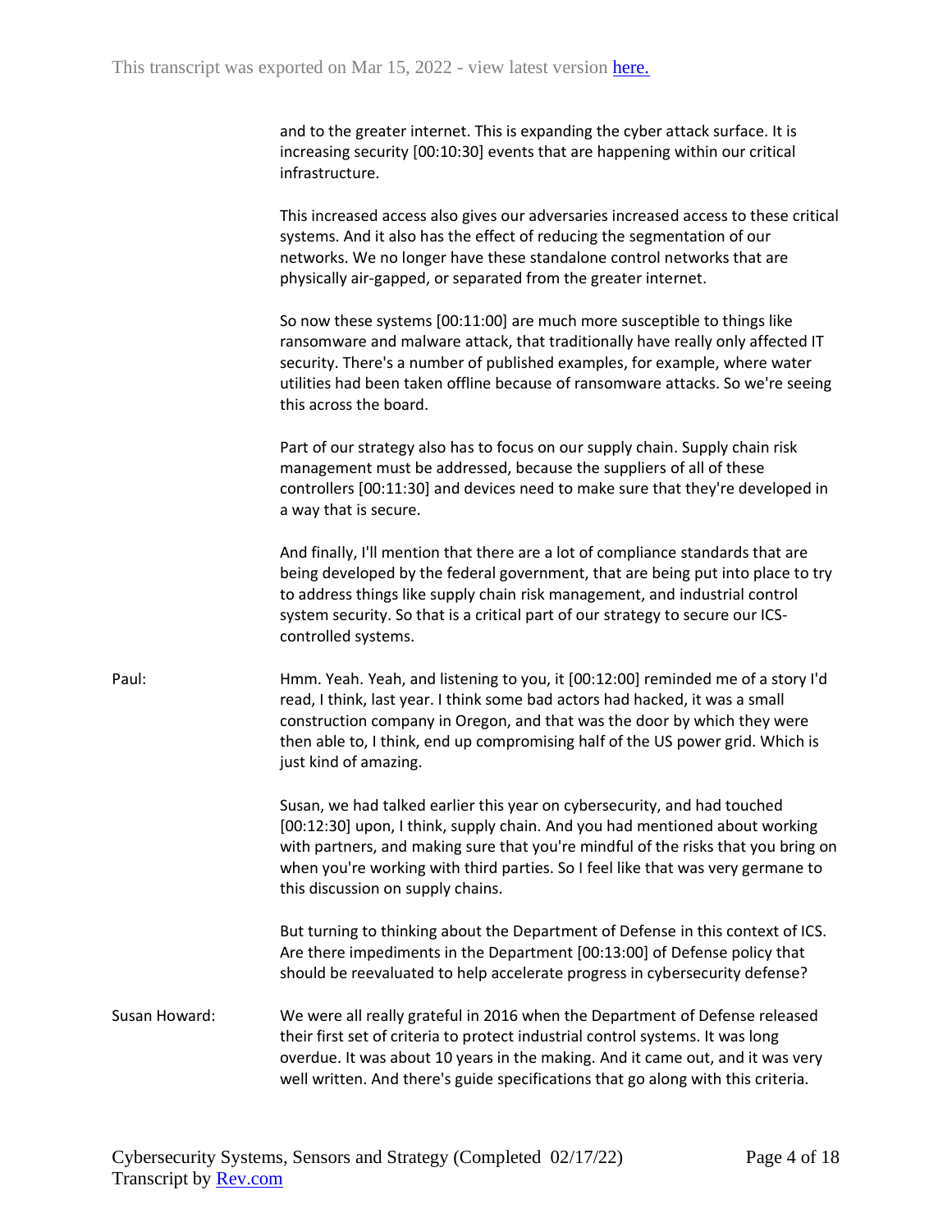and to the greater internet. This is expanding the cyber attack surface. It is increasing security [00:10:30] events that are happening within our critical infrastructure.

This increased access also gives our adversaries increased access to these critical systems. And it also has the effect of reducing the segmentation of our networks. We no longer have these standalone control networks that are physically air-gapped, or separated from the greater internet.

So now these systems [00:11:00] are much more susceptible to things like ransomware and malware attack, that traditionally have really only affected IT security. There's a number of published examples, for example, where water utilities had been taken offline because of ransomware attacks. So we're seeing this across the board.

Part of our strategy also has to focus on our supply chain. Supply chain risk management must be addressed, because the suppliers of all of these controllers [00:11:30] and devices need to make sure that they're developed in a way that is secure.

And finally, I'll mention that there are a lot of compliance standards that are being developed by the federal government, that are being put into place to try to address things like supply chain risk management, and industrial control system security. So that is a critical part of our strategy to secure our ICS-controlled systems.

**Paul:** Hmm. Yeah. Yeah, and listening to you, it [00:12:00] reminded me of a story I'd read, I think, last year. I think some bad actors had hacked, it was a small construction company in Oregon, and that was the door by which they were then able to, I think, end up compromising half of the US power grid. Which is just kind of amazing.

Susan, we had talked earlier this year on cybersecurity, and had touched [00:12:30] upon, I think, supply chain. And you had mentioned about working with partners, and making sure that you're mindful of the risks that you bring on when you're working with third parties. So I feel like that was very germane to this discussion on supply chains.

But turning to thinking about the Department of Defense in this context of ICS. Are there impediments in the Department [00:13:00] of Defense policy that should be reevaluated to help accelerate progress in cybersecurity defense?

**Susan Howard:** We were all really grateful in 2016 when the Department of Defense released their first set of criteria to protect industrial control systems. It was long overdue. It was about 10 years in the making. And it came out, and it was very well written. And there's guide specifications that go along with this criteria.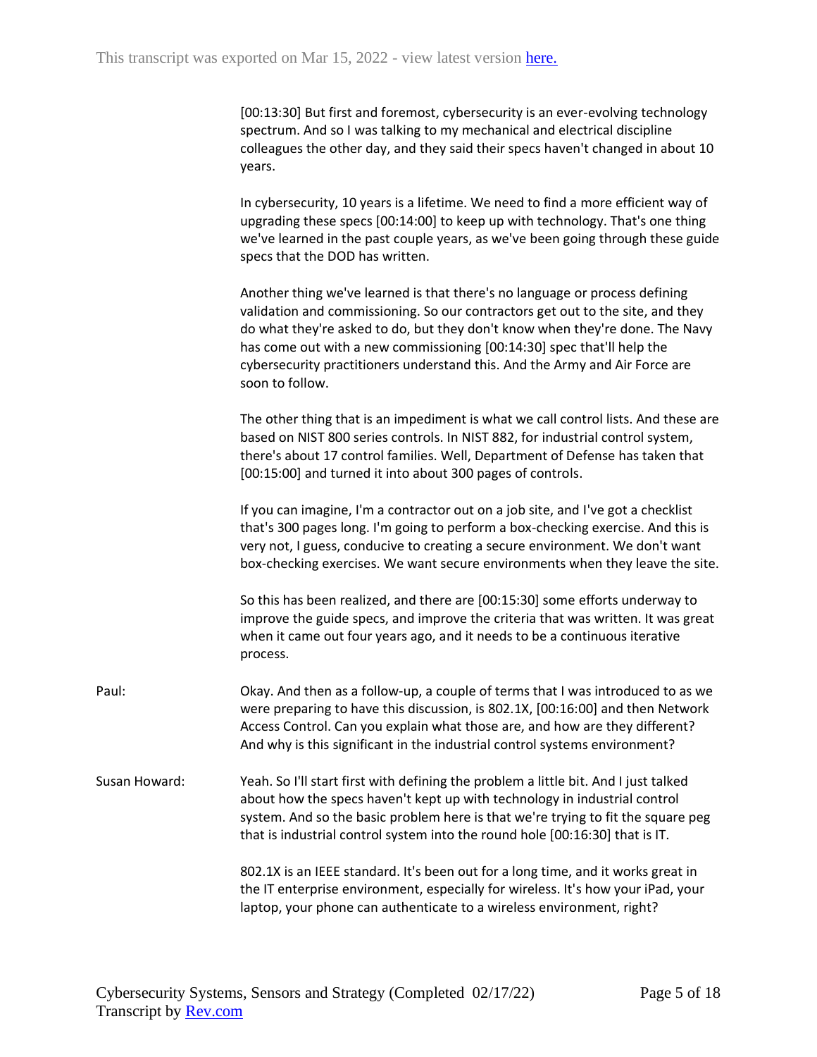[00:13:30] But first and foremost, cybersecurity is an ever-evolving technology spectrum. And so I was talking to my mechanical and electrical discipline colleagues the other day, and they said their specs haven't changed in about 10 years.

In cybersecurity, 10 years is a lifetime. We need to find a more efficient way of upgrading these specs [00:14:00] to keep up with technology. That's one thing we've learned in the past couple years, as we've been going through these guide specs that the DOD has written.

Another thing we've learned is that there's no language or process defining validation and commissioning. So our contractors get out to the site, and they do what they're asked to do, but they don't know when they're done. The Navy has come out with a new commissioning [00:14:30] spec that'll help the cybersecurity practitioners understand this. And the Army and Air Force are soon to follow.

The other thing that is an impediment is what we call control lists. And these are based on NIST 800 series controls. In NIST 882, for industrial control system, there's about 17 control families. Well, Department of Defense has taken that [00:15:00] and turned it into about 300 pages of controls.

If you can imagine, I'm a contractor out on a job site, and I've got a checklist that's 300 pages long. I'm going to perform a box-checking exercise. And this is very not, I guess, conducive to creating a secure environment. We don't want box-checking exercises. We want secure environments when they leave the site.

So this has been realized, and there are [00:15:30] some efforts underway to improve the guide specs, and improve the criteria that was written. It was great when it came out four years ago, and it needs to be a continuous iterative process.

Paul: Okay. And then as a follow-up, a couple of terms that I was introduced to as we were preparing to have this discussion, is 802.1X, [00:16:00] and then Network Access Control. Can you explain what those are, and how are they different? And why is this significant in the industrial control systems environment?

Susan Howard: Yeah. So I'll start first with defining the problem a little bit. And I just talked about how the specs haven't kept up with technology in industrial control system. And so the basic problem here is that we're trying to fit the square peg that is industrial control system into the round hole [00:16:30] that is IT.

802.1X is an IEEE standard. It's been out for a long time, and it works great in the IT enterprise environment, especially for wireless. It's how your iPad, your laptop, your phone can authenticate to a wireless environment, right?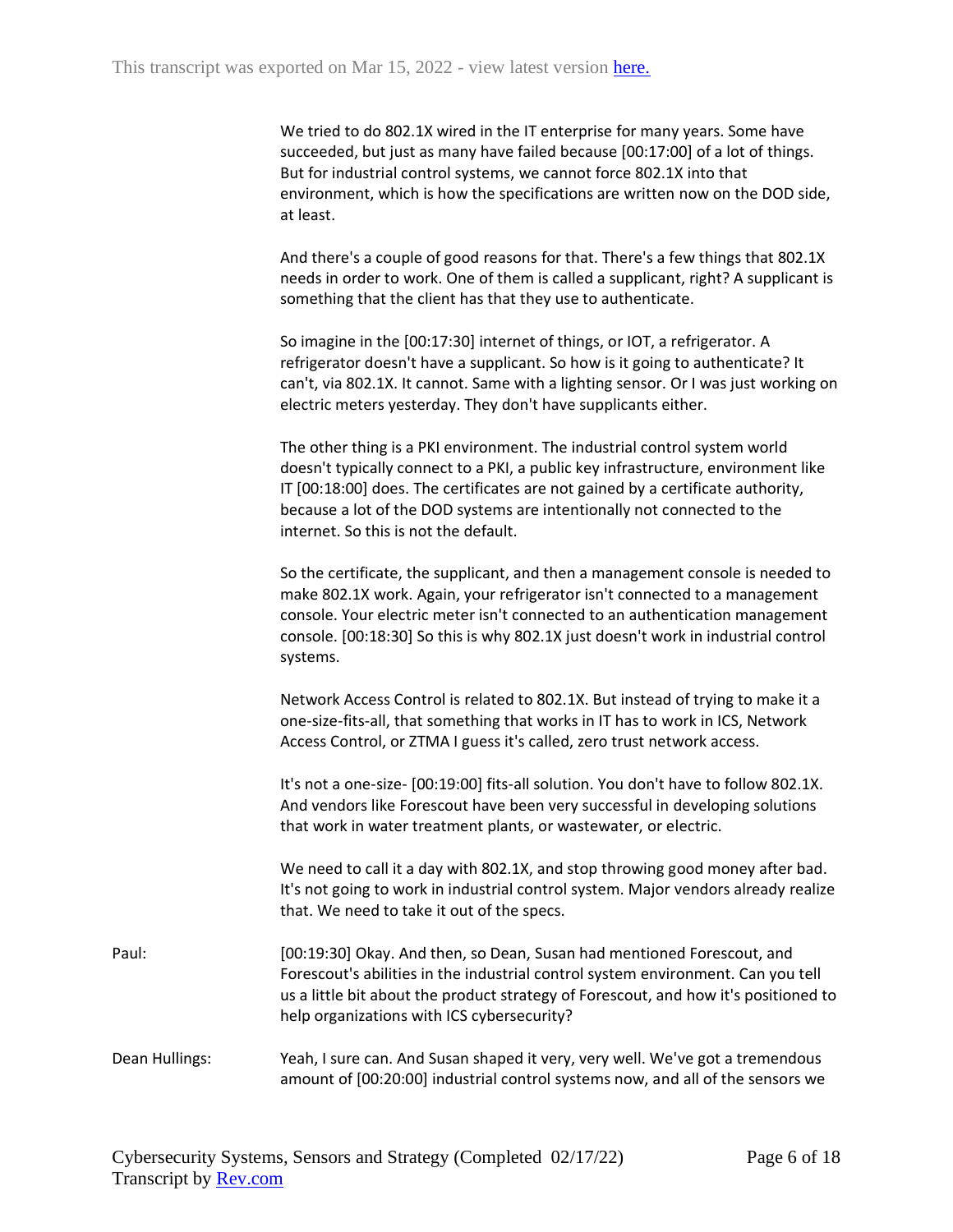We tried to do 802.1X wired in the IT enterprise for many years. Some have succeeded, but just as many have failed because [00:17:00] of a lot of things. But for industrial control systems, we cannot force 802.1X into that environment, which is how the specifications are written now on the DOD side, at least.

And there's a couple of good reasons for that. There's a few things that 802.1X needs in order to work. One of them is called a supplicant, right? A supplicant is something that the client has that they use to authenticate.

So imagine in the [00:17:30] internet of things, or IOT, a refrigerator. A refrigerator doesn't have a supplicant. So how is it going to authenticate? It can't, via 802.1X. It cannot. Same with a lighting sensor. Or I was just working on electric meters yesterday. They don't have supplicants either.

The other thing is a PKI environment. The industrial control system world doesn't typically connect to a PKI, a public key infrastructure, environment like IT [00:18:00] does. The certificates are not gained by a certificate authority, because a lot of the DOD systems are intentionally not connected to the internet. So this is not the default.

So the certificate, the supplicant, and then a management console is needed to make 802.1X work. Again, your refrigerator isn't connected to a management console. Your electric meter isn't connected to an authentication management console. [00:18:30] So this is why 802.1X just doesn't work in industrial control systems.

Network Access Control is related to 802.1X. But instead of trying to make it a one-size-fits-all, that something that works in IT has to work in ICS, Network Access Control, or ZTMA I guess it's called, zero trust network access.

It's not a one-size- [00:19:00] fits-all solution. You don't have to follow 802.1X. And vendors like Forescout have been very successful in developing solutions that work in water treatment plants, or wastewater, or electric.

We need to call it a day with 802.1X, and stop throwing good money after bad. It's not going to work in industrial control system. Major vendors already realize that. We need to take it out of the specs.

**Paul:** [00:19:30] Okay. And then, so Dean, Susan had mentioned Forescout, and Forescout's abilities in the industrial control system environment. Can you tell us a little bit about the product strategy of Forescout, and how it's positioned to help organizations with ICS cybersecurity?

**Dean Hullings:** Yeah, I sure can. And Susan shaped it very, very well. We've got a tremendous amount of [00:20:00] industrial control systems now, and all of the sensors we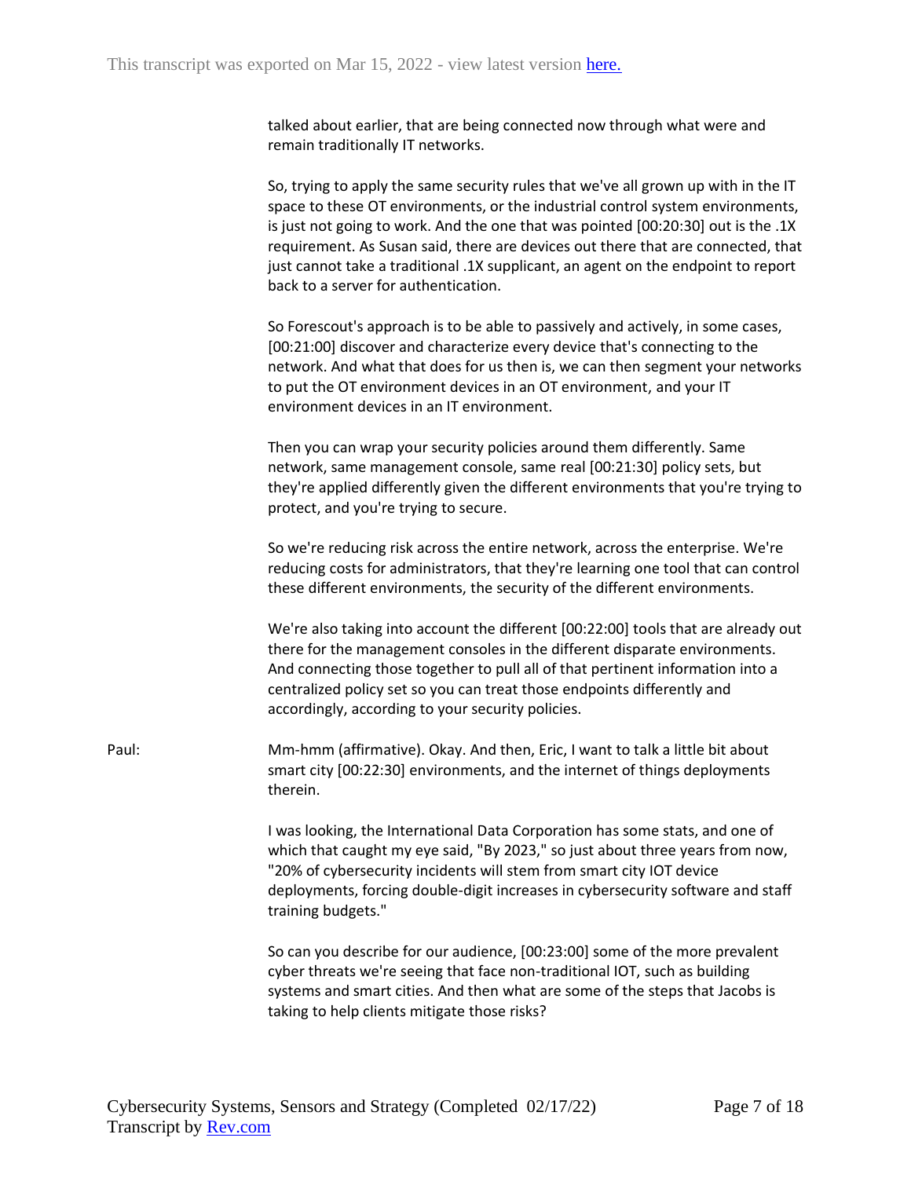talked about earlier, that are being connected now through what were and remain traditionally IT networks.

So, trying to apply the same security rules that we've all grown up with in the IT space to these OT environments, or the industrial control system environments, is just not going to work. And the one that was pointed [00:20:30] out is the .1X requirement. As Susan said, there are devices out there that are connected, that just cannot take a traditional .1X supplicant, an agent on the endpoint to report back to a server for authentication.

So Forescout's approach is to be able to passively and actively, in some cases, [00:21:00] discover and characterize every device that's connecting to the network. And what that does for us then is, we can then segment your networks to put the OT environment devices in an OT environment, and your IT environment devices in an IT environment.

Then you can wrap your security policies around them differently. Same network, same management console, same real [00:21:30] policy sets, but they're applied differently given the different environments that you're trying to protect, and you're trying to secure.

So we're reducing risk across the entire network, across the enterprise. We're reducing costs for administrators, that they're learning one tool that can control these different environments, the security of the different environments.

We're also taking into account the different [00:22:00] tools that are already out there for the management consoles in the different disparate environments. And connecting those together to pull all of that pertinent information into a centralized policy set so you can treat those endpoints differently and accordingly, according to your security policies.

Paul: Mm-hmm (affirmative). Okay. And then, Eric, I want to talk a little bit about smart city [00:22:30] environments, and the internet of things deployments therein.

I was looking, the International Data Corporation has some stats, and one of which that caught my eye said, "By 2023," so just about three years from now, "20% of cybersecurity incidents will stem from smart city IOT device deployments, forcing double-digit increases in cybersecurity software and staff training budgets."

So can you describe for our audience, [00:23:00] some of the more prevalent cyber threats we're seeing that face non-traditional IOT, such as building systems and smart cities. And then what are some of the steps that Jacobs is taking to help clients mitigate those risks?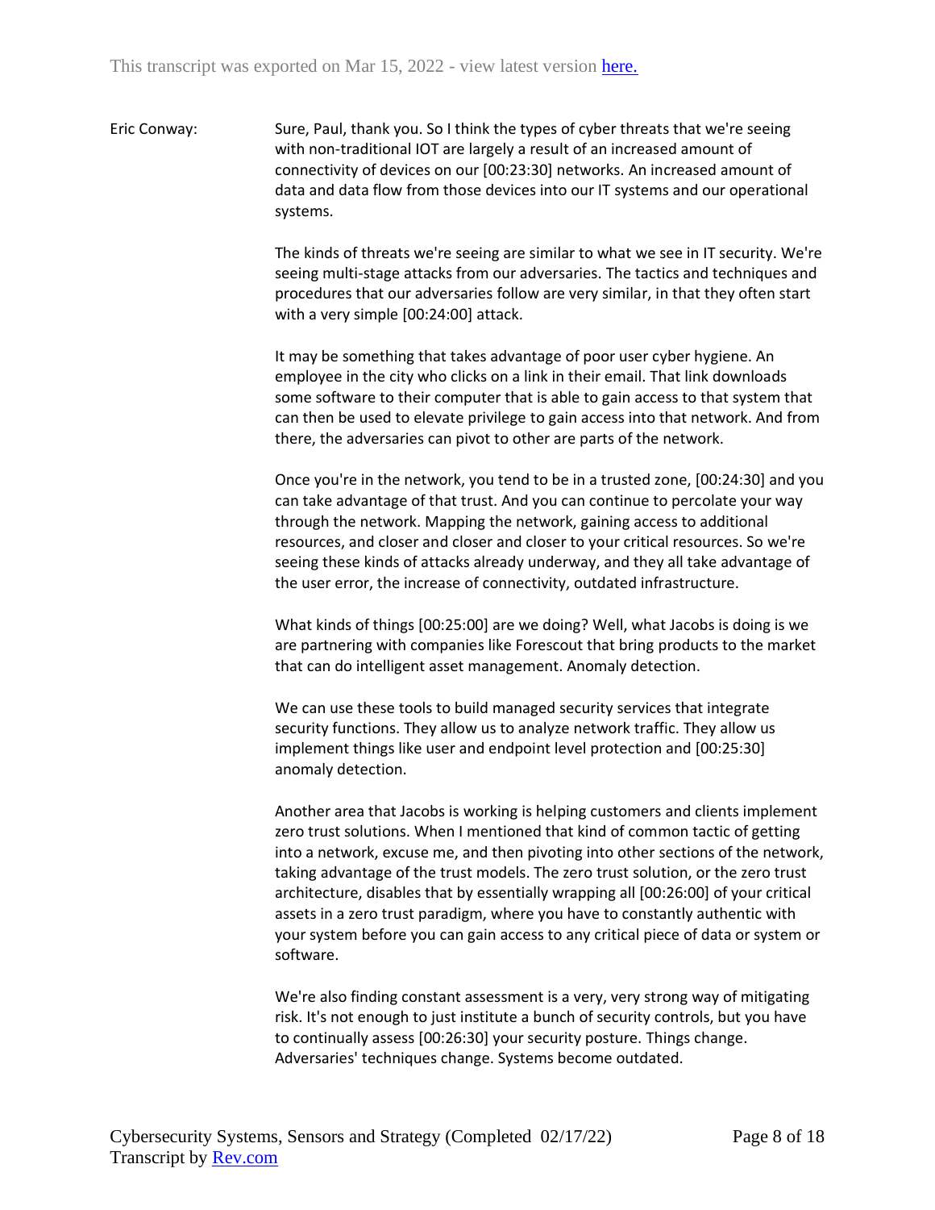Eric Conway: Sure, Paul, thank you. So I think the types of cyber threats that we're seeing with non-traditional IOT are largely a result of an increased amount of connectivity of devices on our [00:23:30] networks. An increased amount of data and data flow from those devices into our IT systems and our operational systems.

The kinds of threats we're seeing are similar to what we see in IT security. We're seeing multi-stage attacks from our adversaries. The tactics and techniques and procedures that our adversaries follow are very similar, in that they often start with a very simple [00:24:00] attack.

It may be something that takes advantage of poor user cyber hygiene. An employee in the city who clicks on a link in their email. That link downloads some software to their computer that is able to gain access to that system that can then be used to elevate privilege to gain access into that network. And from there, the adversaries can pivot to other are parts of the network.

Once you're in the network, you tend to be in a trusted zone, [00:24:30] and you can take advantage of that trust. And you can continue to percolate your way through the network. Mapping the network, gaining access to additional resources, and closer and closer and closer to your critical resources. So we're seeing these kinds of attacks already underway, and they all take advantage of the user error, the increase of connectivity, outdated infrastructure.

What kinds of things [00:25:00] are we doing? Well, what Jacobs is doing is we are partnering with companies like Forescout that bring products to the market that can do intelligent asset management. Anomaly detection.

We can use these tools to build managed security services that integrate security functions. They allow us to analyze network traffic. They allow us implement things like user and endpoint level protection and [00:25:30] anomaly detection.

Another area that Jacobs is working is helping customers and clients implement zero trust solutions. When I mentioned that kind of common tactic of getting into a network, excuse me, and then pivoting into other sections of the network, taking advantage of the trust models. The zero trust solution, or the zero trust architecture, disables that by essentially wrapping all [00:26:00] of your critical assets in a zero trust paradigm, where you have to constantly authentic with your system before you can gain access to any critical piece of data or system or software.

We're also finding constant assessment is a very, very strong way of mitigating risk. It's not enough to just institute a bunch of security controls, but you have to continually assess [00:26:30] your security posture. Things change. Adversaries' techniques change. Systems become outdated.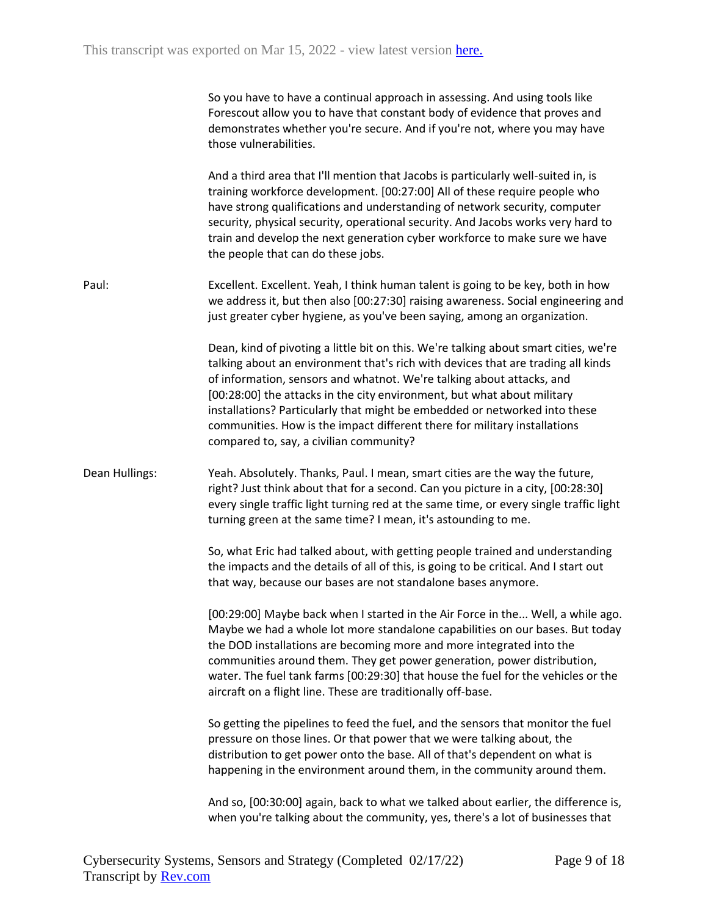So you have to have a continual approach in assessing. And using tools like Forescout allow you to have that constant body of evidence that proves and demonstrates whether you're secure. And if you're not, where you may have those vulnerabilities.

And a third area that I'll mention that Jacobs is particularly well-suited in, is training workforce development. [00:27:00] All of these require people who have strong qualifications and understanding of network security, computer security, physical security, operational security. And Jacobs works very hard to train and develop the next generation cyber workforce to make sure we have the people that can do these jobs.

Paul: Excellent. Excellent. Yeah, I think human talent is going to be key, both in how we address it, but then also [00:27:30] raising awareness. Social engineering and just greater cyber hygiene, as you've been saying, among an organization.

Dean, kind of pivoting a little bit on this. We're talking about smart cities, we're talking about an environment that's rich with devices that are trading all kinds of information, sensors and whatnot. We're talking about attacks, and [00:28:00] the attacks in the city environment, but what about military installations? Particularly that might be embedded or networked into these communities. How is the impact different there for military installations compared to, say, a civilian community?

Dean Hullings: Yeah. Absolutely. Thanks, Paul. I mean, smart cities are the way the future, right? Just think about that for a second. Can you picture in a city, [00:28:30] every single traffic light turning red at the same time, or every single traffic light turning green at the same time? I mean, it's astounding to me.

So, what Eric had talked about, with getting people trained and understanding the impacts and the details of all of this, is going to be critical. And I start out that way, because our bases are not standalone bases anymore.

[00:29:00] Maybe back when I started in the Air Force in the... Well, a while ago. Maybe we had a whole lot more standalone capabilities on our bases. But today the DOD installations are becoming more and more integrated into the communities around them. They get power generation, power distribution, water. The fuel tank farms [00:29:30] that house the fuel for the vehicles or the aircraft on a flight line. These are traditionally off-base.

So getting the pipelines to feed the fuel, and the sensors that monitor the fuel pressure on those lines. Or that power that we were talking about, the distribution to get power onto the base. All of that's dependent on what is happening in the environment around them, in the community around them.

And so, [00:30:00] again, back to what we talked about earlier, the difference is, when you're talking about the community, yes, there's a lot of businesses that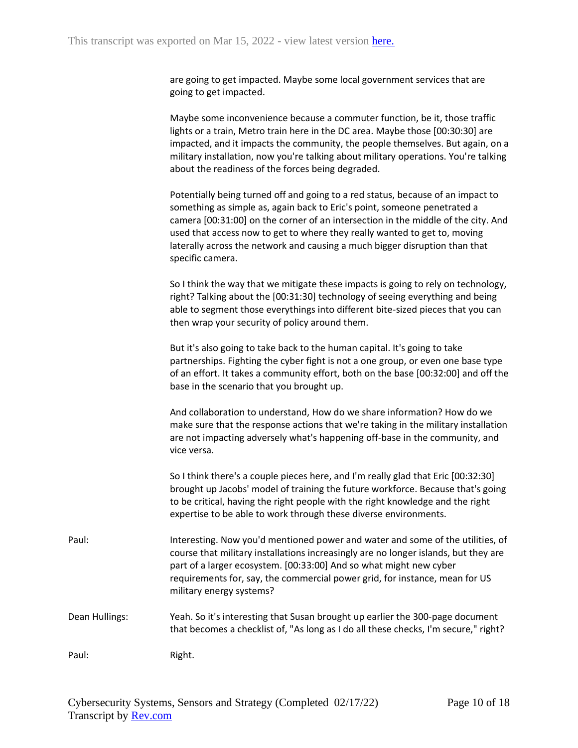are going to get impacted. Maybe some local government services that are going to get impacted.

Maybe some inconvenience because a commuter function, be it, those traffic lights or a train, Metro train here in the DC area. Maybe those [00:30:30] are impacted, and it impacts the community, the people themselves. But again, on a military installation, now you're talking about military operations. You're talking about the readiness of the forces being degraded.

Potentially being turned off and going to a red status, because of an impact to something as simple as, again back to Eric's point, someone penetrated a camera [00:31:00] on the corner of an intersection in the middle of the city. And used that access now to get to where they really wanted to get to, moving laterally across the network and causing a much bigger disruption than that specific camera.

So I think the way that we mitigate these impacts is going to rely on technology, right? Talking about the [00:31:30] technology of seeing everything and being able to segment those everythings into different bite-sized pieces that you can then wrap your security of policy around them.

But it's also going to take back to the human capital. It's going to take partnerships. Fighting the cyber fight is not a one group, or even one base type of an effort. It takes a community effort, both on the base [00:32:00] and off the base in the scenario that you brought up.

And collaboration to understand, How do we share information? How do we make sure that the response actions that we're taking in the military installation are not impacting adversely what's happening off-base in the community, and vice versa.

So I think there's a couple pieces here, and I'm really glad that Eric [00:32:30] brought up Jacobs' model of training the future workforce. Because that's going to be critical, having the right people with the right knowledge and the right expertise to be able to work through these diverse environments.

Paul: Interesting. Now you'd mentioned power and water and some of the utilities, of course that military installations increasingly are no longer islands, but they are part of a larger ecosystem. [00:33:00] And so what might new cyber requirements for, say, the commercial power grid, for instance, mean for US military energy systems?

Dean Hullings: Yeah. So it's interesting that Susan brought up earlier the 300-page document that becomes a checklist of, "As long as I do all these checks, I'm secure," right?

Paul: Right.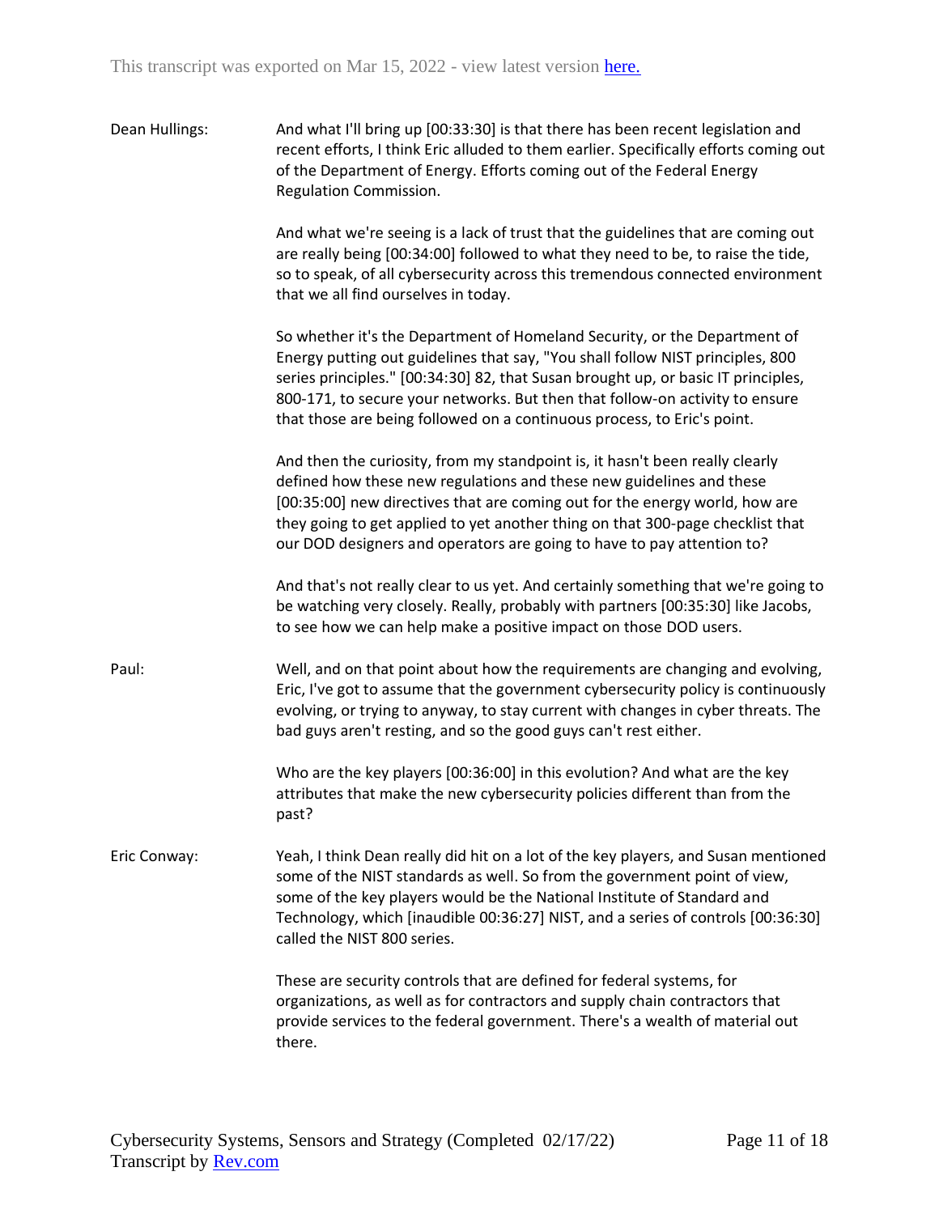Dean Hullings: And what I'll bring up [00:33:30] is that there has been recent legislation and recent efforts, I think Eric alluded to them earlier. Specifically efforts coming out of the Department of Energy. Efforts coming out of the Federal Energy Regulation Commission.

And what we're seeing is a lack of trust that the guidelines that are coming out are really being [00:34:00] followed to what they need to be, to raise the tide, so to speak, of all cybersecurity across this tremendous connected environment that we all find ourselves in today.

So whether it's the Department of Homeland Security, or the Department of Energy putting out guidelines that say, "You shall follow NIST principles, 800 series principles." [00:34:30] 82, that Susan brought up, or basic IT principles, 800-171, to secure your networks. But then that follow-on activity to ensure that those are being followed on a continuous process, to Eric's point.

And then the curiosity, from my standpoint is, it hasn't been really clearly defined how these new regulations and these new guidelines and these [00:35:00] new directives that are coming out for the energy world, how are they going to get applied to yet another thing on that 300-page checklist that our DOD designers and operators are going to have to pay attention to?

And that's not really clear to us yet. And certainly something that we're going to be watching very closely. Really, probably with partners [00:35:30] like Jacobs, to see how we can help make a positive impact on those DOD users.

Paul: Well, and on that point about how the requirements are changing and evolving, Eric, I've got to assume that the government cybersecurity policy is continuously evolving, or trying to anyway, to stay current with changes in cyber threats. The bad guys aren't resting, and so the good guys can't rest either.

Who are the key players [00:36:00] in this evolution? And what are the key attributes that make the new cybersecurity policies different than from the past?

Eric Conway: Yeah, I think Dean really did hit on a lot of the key players, and Susan mentioned some of the NIST standards as well. So from the government point of view, some of the key players would be the National Institute of Standard and Technology, which [inaudible 00:36:27] NIST, and a series of controls [00:36:30] called the NIST 800 series.

These are security controls that are defined for federal systems, for organizations, as well as for contractors and supply chain contractors that provide services to the federal government. There's a wealth of material out there.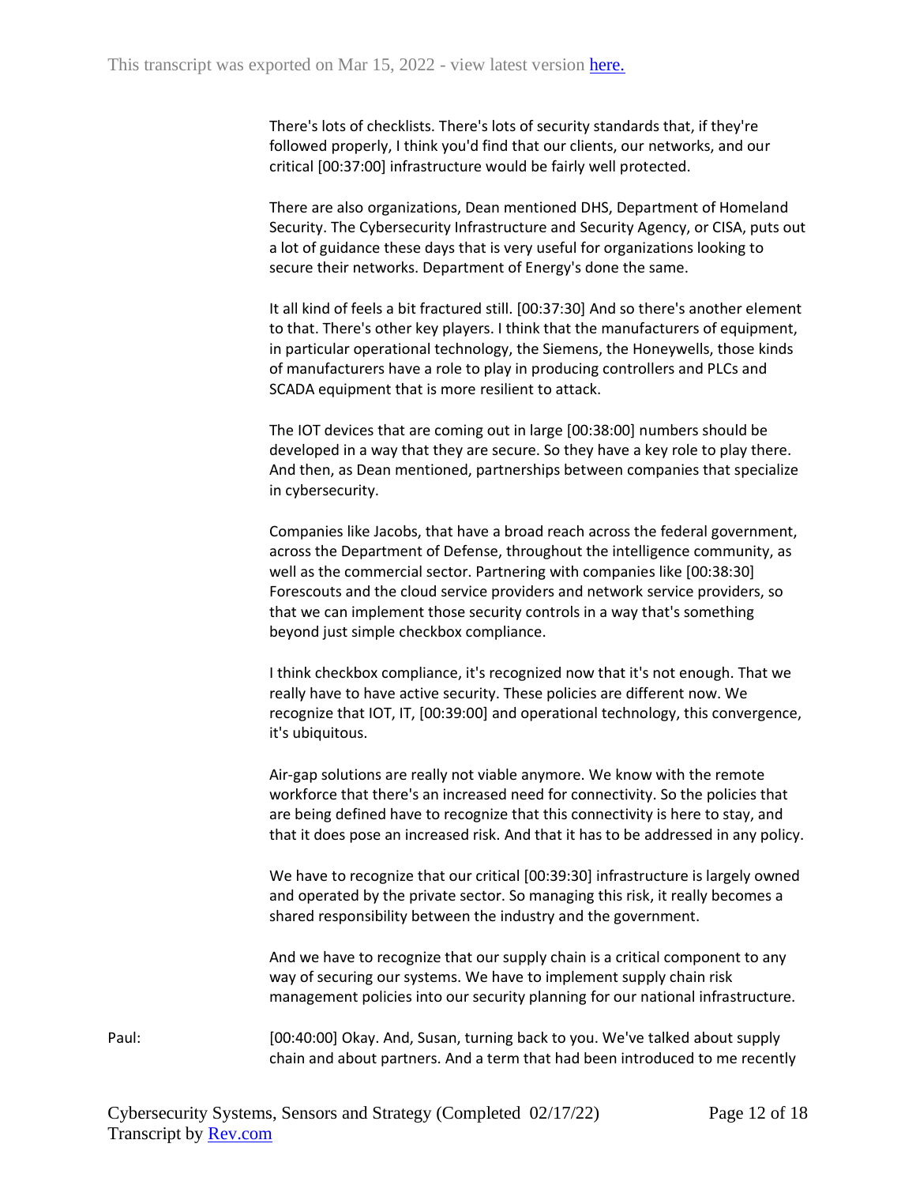There's lots of checklists. There's lots of security standards that, if they're followed properly, I think you'd find that our clients, our networks, and our critical [00:37:00] infrastructure would be fairly well protected.

There are also organizations, Dean mentioned DHS, Department of Homeland Security. The Cybersecurity Infrastructure and Security Agency, or CISA, puts out a lot of guidance these days that is very useful for organizations looking to secure their networks. Department of Energy's done the same.

It all kind of feels a bit fractured still. [00:37:30] And so there's another element to that. There's other key players. I think that the manufacturers of equipment, in particular operational technology, the Siemens, the Honeywells, those kinds of manufacturers have a role to play in producing controllers and PLCs and SCADA equipment that is more resilient to attack.

The IOT devices that are coming out in large [00:38:00] numbers should be developed in a way that they are secure. So they have a key role to play there. And then, as Dean mentioned, partnerships between companies that specialize in cybersecurity.

Companies like Jacobs, that have a broad reach across the federal government, across the Department of Defense, throughout the intelligence community, as well as the commercial sector. Partnering with companies like [00:38:30] Forescouts and the cloud service providers and network service providers, so that we can implement those security controls in a way that's something beyond just simple checkbox compliance.

I think checkbox compliance, it's recognized now that it's not enough. That we really have to have active security. These policies are different now. We recognize that IOT, IT, [00:39:00] and operational technology, this convergence, it's ubiquitous.

Air-gap solutions are really not viable anymore. We know with the remote workforce that there's an increased need for connectivity. So the policies that are being defined have to recognize that this connectivity is here to stay, and that it does pose an increased risk. And that it has to be addressed in any policy.

We have to recognize that our critical [00:39:30] infrastructure is largely owned and operated by the private sector. So managing this risk, it really becomes a shared responsibility between the industry and the government.

And we have to recognize that our supply chain is a critical component to any way of securing our systems. We have to implement supply chain risk management policies into our security planning for our national infrastructure.

Paul: [00:40:00] Okay. And, Susan, turning back to you. We've talked about supply chain and about partners. And a term that had been introduced to me recently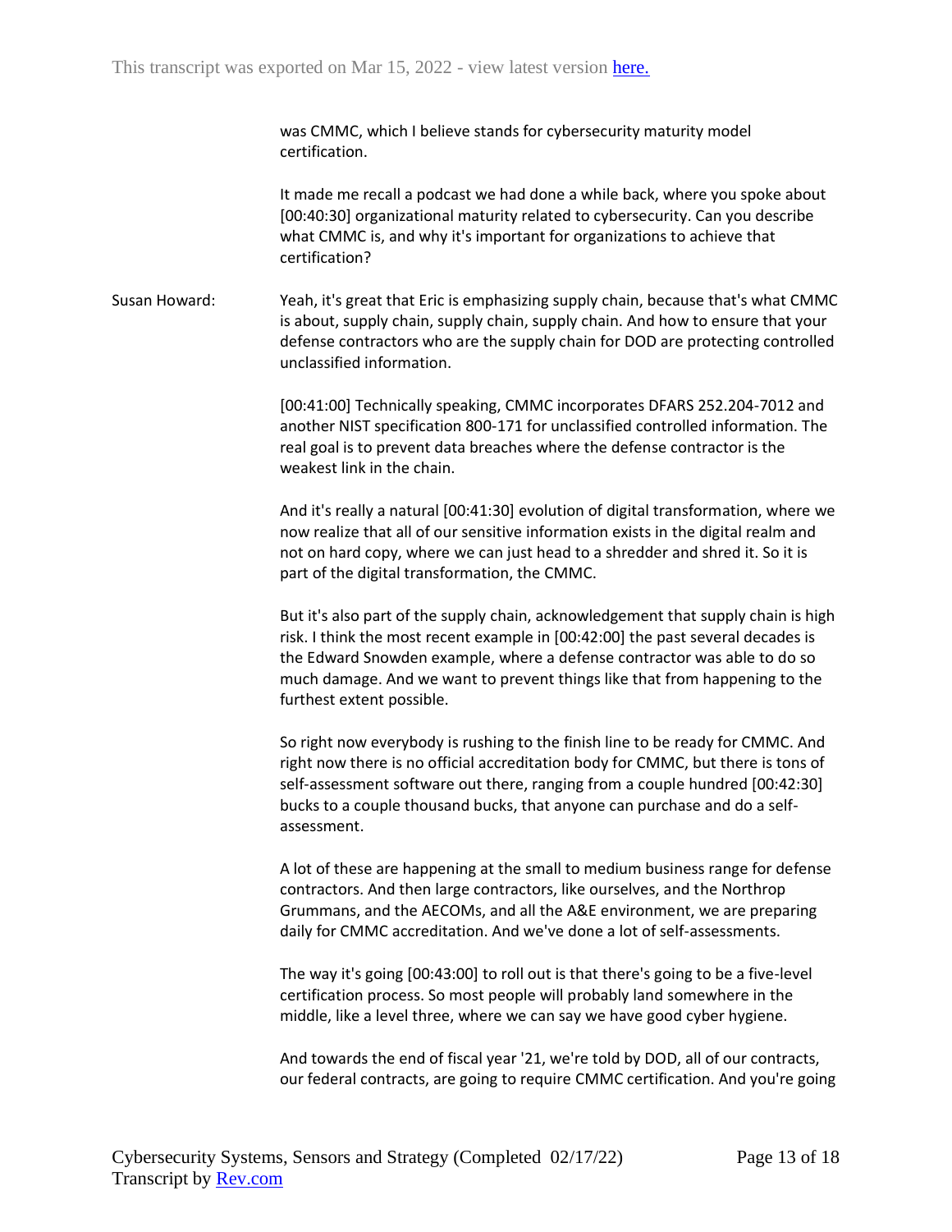was CMMC, which I believe stands for cybersecurity maturity model certification.

It made me recall a podcast we had done a while back, where you spoke about [00:40:30] organizational maturity related to cybersecurity. Can you describe what CMMC is, and why it's important for organizations to achieve that certification?

Susan Howard: Yeah, it's great that Eric is emphasizing supply chain, because that's what CMMC is about, supply chain, supply chain, supply chain. And how to ensure that your defense contractors who are the supply chain for DOD are protecting controlled unclassified information.

[00:41:00] Technically speaking, CMMC incorporates DFARS 252.204-7012 and another NIST specification 800-171 for unclassified controlled information. The real goal is to prevent data breaches where the defense contractor is the weakest link in the chain.

And it's really a natural [00:41:30] evolution of digital transformation, where we now realize that all of our sensitive information exists in the digital realm and not on hard copy, where we can just head to a shredder and shred it. So it is part of the digital transformation, the CMMC.

But it's also part of the supply chain, acknowledgement that supply chain is high risk. I think the most recent example in [00:42:00] the past several decades is the Edward Snowden example, where a defense contractor was able to do so much damage. And we want to prevent things like that from happening to the furthest extent possible.

So right now everybody is rushing to the finish line to be ready for CMMC. And right now there is no official accreditation body for CMMC, but there is tons of self-assessment software out there, ranging from a couple hundred [00:42:30] bucks to a couple thousand bucks, that anyone can purchase and do a self-assessment.

A lot of these are happening at the small to medium business range for defense contractors. And then large contractors, like ourselves, and the Northrop Grummans, and the AECOMs, and all the A&E environment, we are preparing daily for CMMC accreditation. And we've done a lot of self-assessments.

The way it's going [00:43:00] to roll out is that there's going to be a five-level certification process. So most people will probably land somewhere in the middle, like a level three, where we can say we have good cyber hygiene.

And towards the end of fiscal year '21, we're told by DOD, all of our contracts, our federal contracts, are going to require CMMC certification. And you're going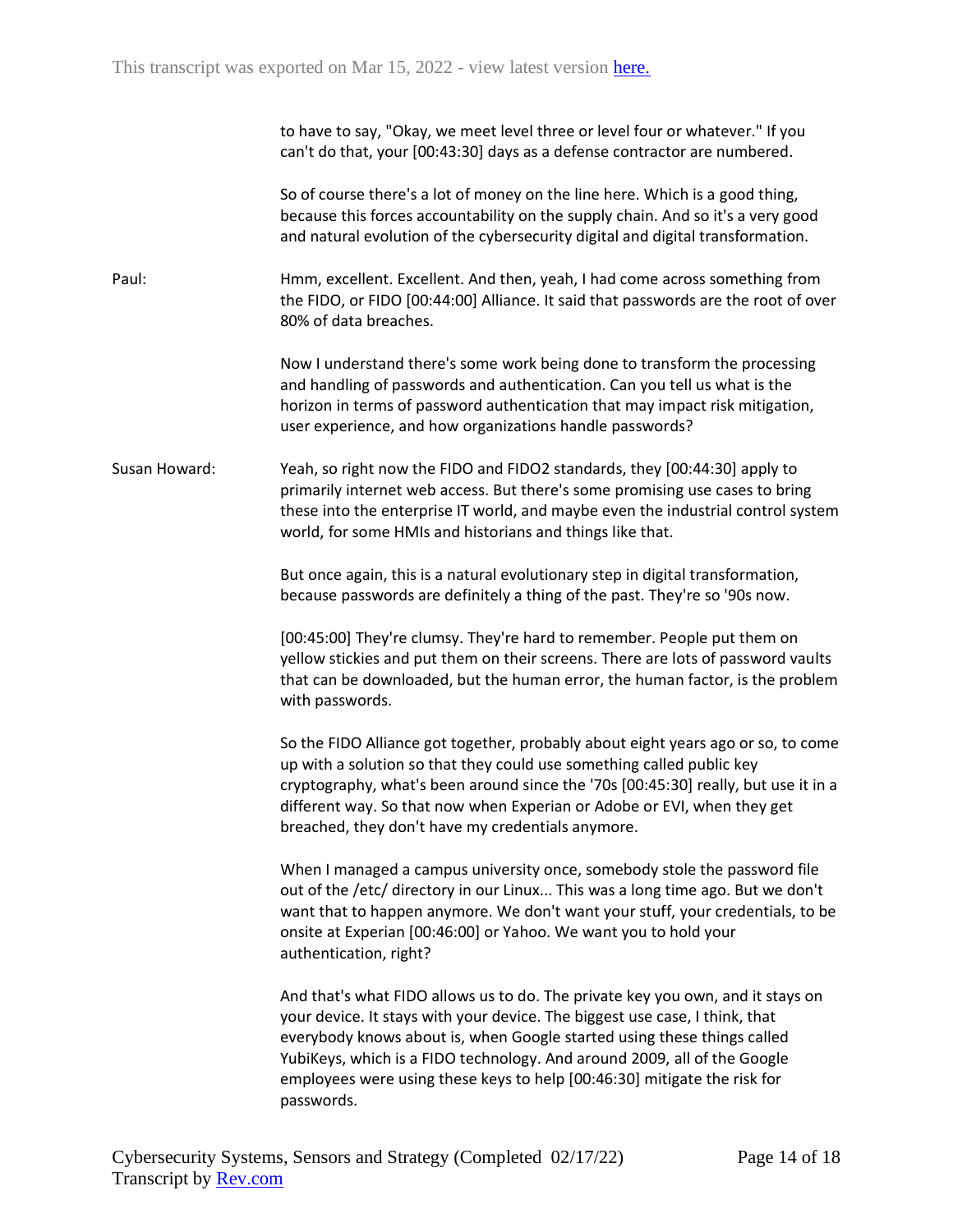to have to say, "Okay, we meet level three or level four or whatever." If you can't do that, your [00:43:30] days as a defense contractor are numbered.

So of course there's a lot of money on the line here. Which is a good thing, because this forces accountability on the supply chain. And so it's a very good and natural evolution of the cybersecurity digital and digital transformation.

**Paul:** Hmm, excellent. Excellent. And then, yeah, I had come across something from the FIDO, or FIDO [00:44:00] Alliance. It said that passwords are the root of over 80% of data breaches.

Now I understand there's some work being done to transform the processing and handling of passwords and authentication. Can you tell us what is the horizon in terms of password authentication that may impact risk mitigation, user experience, and how organizations handle passwords?

**Susan Howard:** Yeah, so right now the FIDO and FIDO2 standards, they [00:44:30] apply to primarily internet web access. But there's some promising use cases to bring these into the enterprise IT world, and maybe even the industrial control system world, for some HMIs and historians and things like that.

But once again, this is a natural evolutionary step in digital transformation, because passwords are definitely a thing of the past. They're so '90s now.

[00:45:00] They're clumsy. They're hard to remember. People put them on yellow stickies and put them on their screens. There are lots of password vaults that can be downloaded, but the human error, the human factor, is the problem with passwords.

So the FIDO Alliance got together, probably about eight years ago or so, to come up with a solution so that they could use something called public key cryptography, what's been around since the '70s [00:45:30] really, but use it in a different way. So that now when Experian or Adobe or EVI, when they get breached, they don't have my credentials anymore.

When I managed a campus university once, somebody stole the password file out of the /etc/ directory in our Linux... This was a long time ago. But we don't want that to happen anymore. We don't want your stuff, your credentials, to be onsite at Experian [00:46:00] or Yahoo. We want you to hold your authentication, right?

And that's what FIDO allows us to do. The private key you own, and it stays on your device. It stays with your device. The biggest use case, I think, that everybody knows about is, when Google started using these things called YubiKeys, which is a FIDO technology. And around 2009, all of the Google employees were using these keys to help [00:46:30] mitigate the risk for passwords.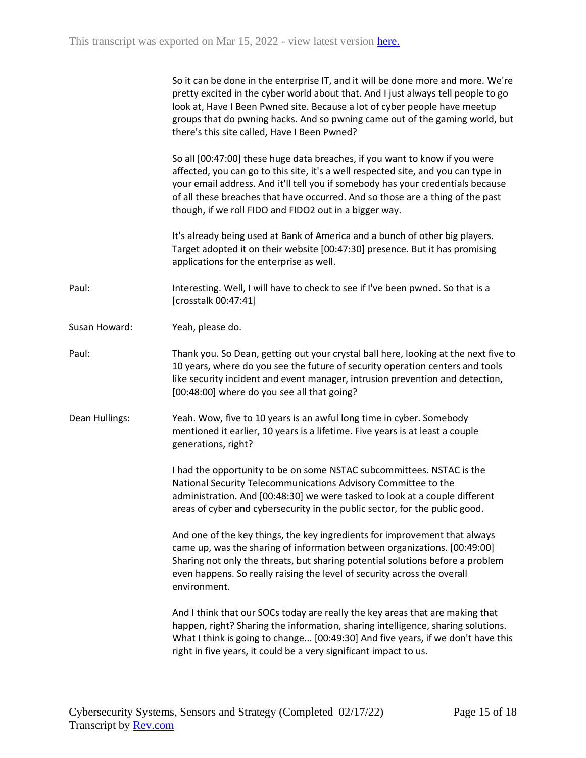So it can be done in the enterprise IT, and it will be done more and more. We're pretty excited in the cyber world about that. And I just always tell people to go look at, Have I Been Pwned site. Because a lot of cyber people have meetup groups that do pwning hacks. And so pwning came out of the gaming world, but there's this site called, Have I Been Pwned?

So all [00:47:00] these huge data breaches, if you want to know if you were affected, you can go to this site, it's a well respected site, and you can type in your email address. And it'll tell you if somebody has your credentials because of all these breaches that have occurred. And so those are a thing of the past though, if we roll FIDO and FIDO2 out in a bigger way.

It's already being used at Bank of America and a bunch of other big players. Target adopted it on their website [00:47:30] presence. But it has promising applications for the enterprise as well.

**Paul:** Interesting. Well, I will have to check to see if I've been pwned. So that is a [crosstalk 00:47:41]

**Susan Howard:** Yeah, please do.

**Paul:** Thank you. So Dean, getting out your crystal ball here, looking at the next five to 10 years, where do you see the future of security operation centers and tools like security incident and event manager, intrusion prevention and detection, [00:48:00] where do you see all that going?

**Dean Hullings:** Yeah. Wow, five to 10 years is an awful long time in cyber. Somebody mentioned it earlier, 10 years is a lifetime. Five years is at least a couple generations, right?

I had the opportunity to be on some NSTAC subcommittees. NSTAC is the National Security Telecommunications Advisory Committee to the administration. And [00:48:30] we were tasked to look at a couple different areas of cyber and cybersecurity in the public sector, for the public good.

And one of the key things, the key ingredients for improvement that always came up, was the sharing of information between organizations. [00:49:00] Sharing not only the threats, but sharing potential solutions before a problem even happens. So really raising the level of security across the overall environment.

And I think that our SOCs today are really the key areas that are making that happen, right? Sharing the information, sharing intelligence, sharing solutions. What I think is going to change... [00:49:30] And five years, if we don't have this right in five years, it could be a very significant impact to us.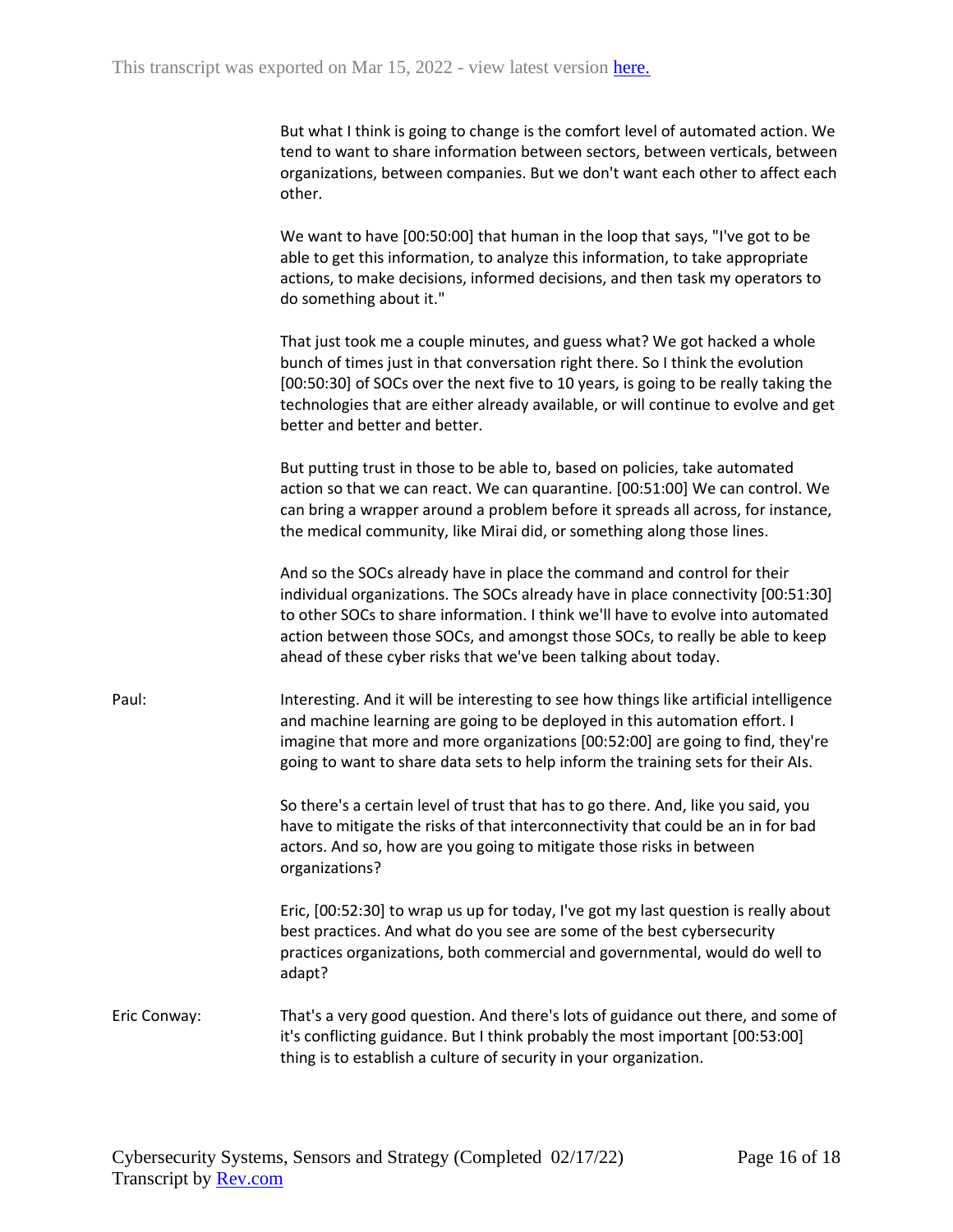But what I think is going to change is the comfort level of automated action. We tend to want to share information between sectors, between verticals, between organizations, between companies. But we don't want each other to affect each other.

We want to have [00:50:00] that human in the loop that says, "I've got to be able to get this information, to analyze this information, to take appropriate actions, to make decisions, informed decisions, and then task my operators to do something about it."

That just took me a couple minutes, and guess what? We got hacked a whole bunch of times just in that conversation right there. So I think the evolution [00:50:30] of SOCs over the next five to 10 years, is going to be really taking the technologies that are either already available, or will continue to evolve and get better and better and better.

But putting trust in those to be able to, based on policies, take automated action so that we can react. We can quarantine. [00:51:00] We can control. We can bring a wrapper around a problem before it spreads all across, for instance, the medical community, like Mirai did, or something along those lines.

And so the SOCs already have in place the command and control for their individual organizations. The SOCs already have in place connectivity [00:51:30] to other SOCs to share information. I think we'll have to evolve into automated action between those SOCs, and amongst those SOCs, to really be able to keep ahead of these cyber risks that we've been talking about today.

**Paul:** Interesting. And it will be interesting to see how things like artificial intelligence and machine learning are going to be deployed in this automation effort. I imagine that more and more organizations [00:52:00] are going to find, they're going to want to share data sets to help inform the training sets for their AIs.

So there's a certain level of trust that has to go there. And, like you said, you have to mitigate the risks of that interconnectivity that could be an in for bad actors. And so, how are you going to mitigate those risks in between organizations?

Eric, [00:52:30] to wrap us up for today, I've got my last question is really about best practices. And what do you see are some of the best cybersecurity practices organizations, both commercial and governmental, would do well to adapt?

**Eric Conway:** That's a very good question. And there's lots of guidance out there, and some of it's conflicting guidance. But I think probably the most important [00:53:00] thing is to establish a culture of security in your organization.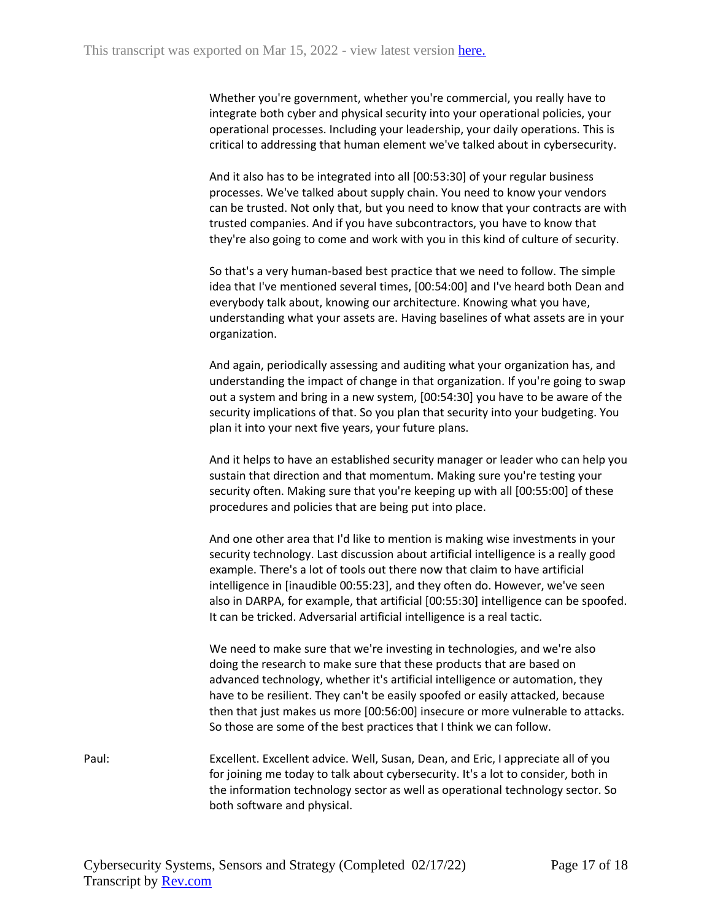Whether you're government, whether you're commercial, you really have to integrate both cyber and physical security into your operational policies, your operational processes. Including your leadership, your daily operations. This is critical to addressing that human element we've talked about in cybersecurity.

And it also has to be integrated into all [00:53:30] of your regular business processes. We've talked about supply chain. You need to know your vendors can be trusted. Not only that, but you need to know that your contracts are with trusted companies. And if you have subcontractors, you have to know that they're also going to come and work with you in this kind of culture of security.

So that's a very human-based best practice that we need to follow. The simple idea that I've mentioned several times, [00:54:00] and I've heard both Dean and everybody talk about, knowing our architecture. Knowing what you have, understanding what your assets are. Having baselines of what assets are in your organization.

And again, periodically assessing and auditing what your organization has, and understanding the impact of change in that organization. If you're going to swap out a system and bring in a new system, [00:54:30] you have to be aware of the security implications of that. So you plan that security into your budgeting. You plan it into your next five years, your future plans.

And it helps to have an established security manager or leader who can help you sustain that direction and that momentum. Making sure you're testing your security often. Making sure that you're keeping up with all [00:55:00] of these procedures and policies that are being put into place.

And one other area that I'd like to mention is making wise investments in your security technology. Last discussion about artificial intelligence is a really good example. There's a lot of tools out there now that claim to have artificial intelligence in [inaudible 00:55:23], and they often do. However, we've seen also in DARPA, for example, that artificial [00:55:30] intelligence can be spoofed. It can be tricked. Adversarial artificial intelligence is a real tactic.

We need to make sure that we're investing in technologies, and we're also doing the research to make sure that these products that are based on advanced technology, whether it's artificial intelligence or automation, they have to be resilient. They can't be easily spoofed or easily attacked, because then that just makes us more [00:56:00] insecure or more vulnerable to attacks. So those are some of the best practices that I think we can follow.

Paul: Excellent. Excellent advice. Well, Susan, Dean, and Eric, I appreciate all of you for joining me today to talk about cybersecurity. It's a lot to consider, both in the information technology sector as well as operational technology sector. So both software and physical.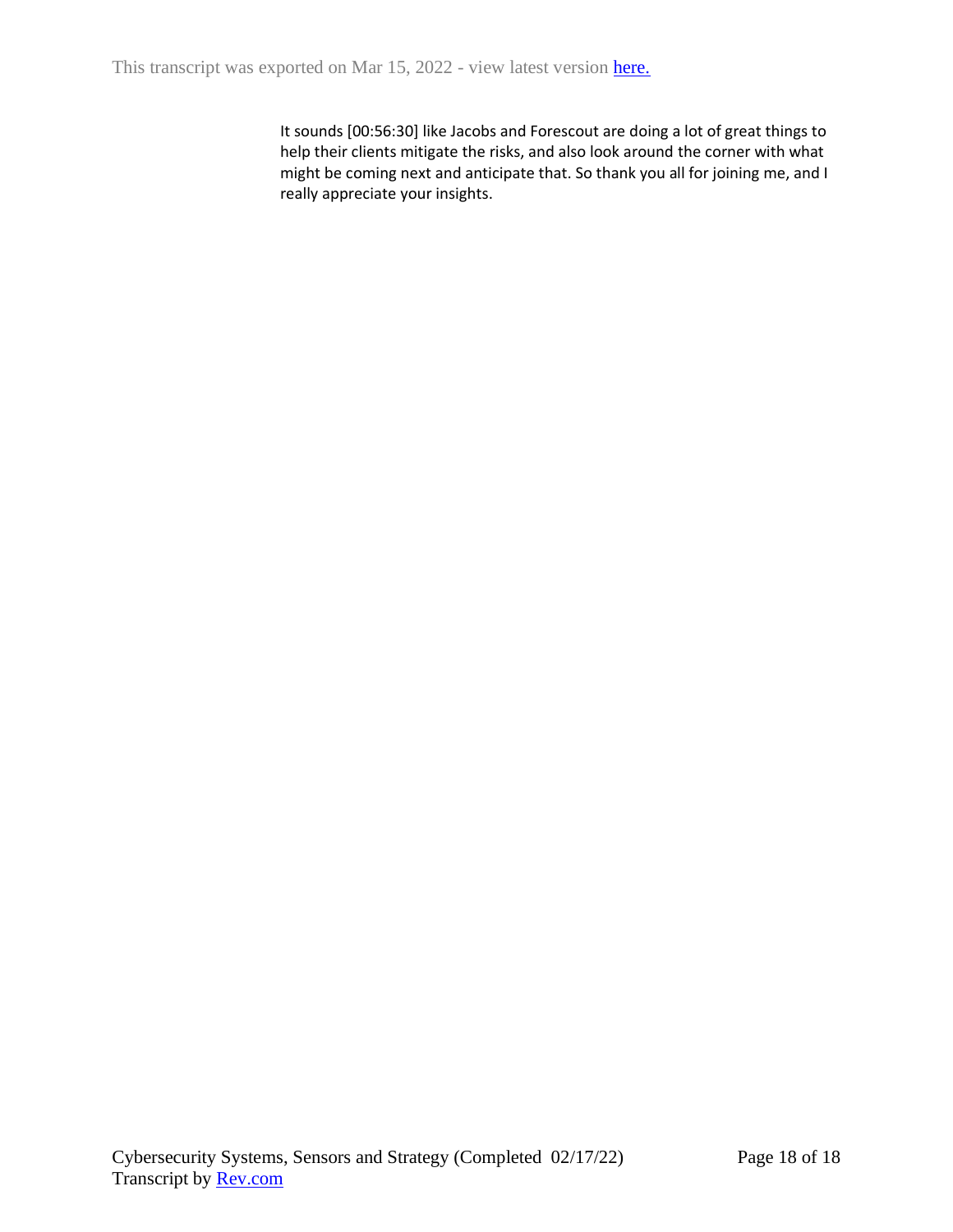It sounds [00:56:30] like Jacobs and Forescout are doing a lot of great things to help their clients mitigate the risks, and also look around the corner with what might be coming next and anticipate that. So thank you all for joining me, and I really appreciate your insights.